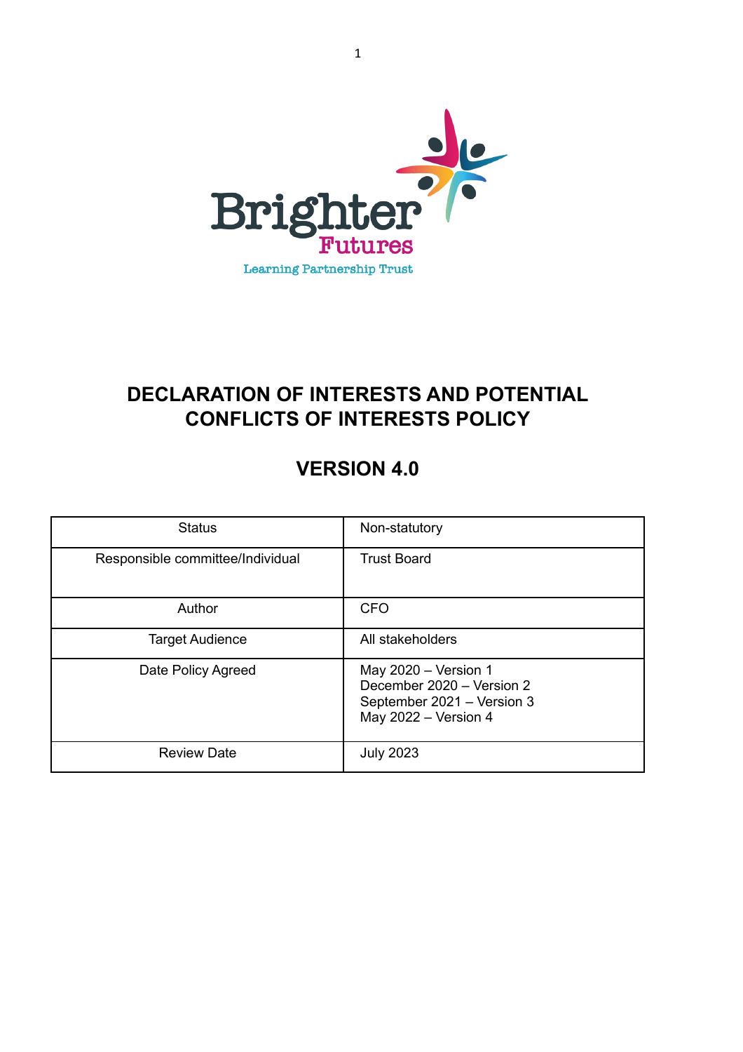Brighter Futures

Learning Partnership Trust

# DECLARATION OF INTERESTS AND POTENTIAL CONFLICTS OF INTERESTS POLICY

## VERSION 4.0

| Status | Non-statutory |
|---|---|
| Responsible committee/Individual | Trust Board |
| Author | CFO |
| Target Audience | All stakeholders |
| Date Policy Agreed | May 2020 – Version 1<br>December 2020 – Version 2<br>September 2021 – Version 3<br>May 2022 – Version 4 |
| Review Date | July 2023 |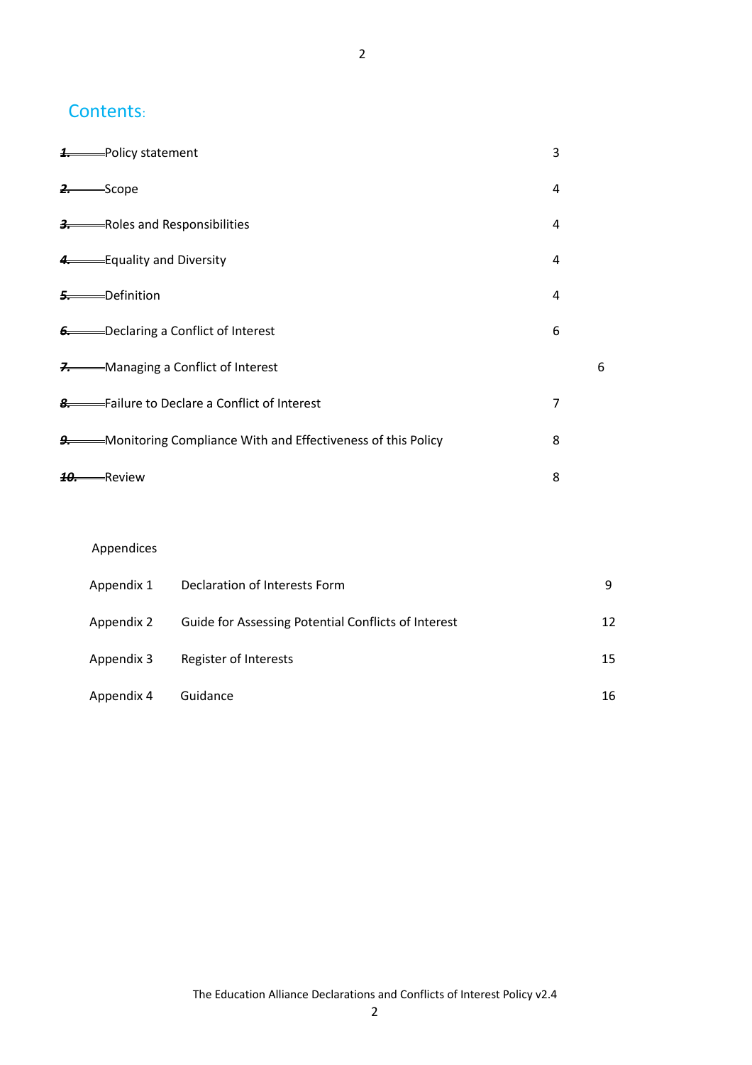## Contents:

| | | |
|---|---|---|
| 1. | Policy statement | 3 |
| 2. | Scope | 4 |
| 3. | Roles and Responsibilities | 4 |
| 4. | Equality and Diversity | 4 |
| 5. | Definition | 4 |
| 6. | Declaring a Conflict of Interest | 6 |
| 7. | Managing a Conflict of Interest | 6 |
| 8. | Failure to Declare a Conflict of Interest | 7 |
| 9. | Monitoring Compliance With and Effectiveness of this Policy | 8 |
| 10. | Review | 8 |

Appendices

| | | |
|---|---|---|
| Appendix 1 | Declaration of Interests Form | 9 |
| Appendix 2 | Guide for Assessing Potential Conflicts of Interest | 12 |
| Appendix 3 | Register of Interests | 15 |
| Appendix 4 | Guidance | 16 |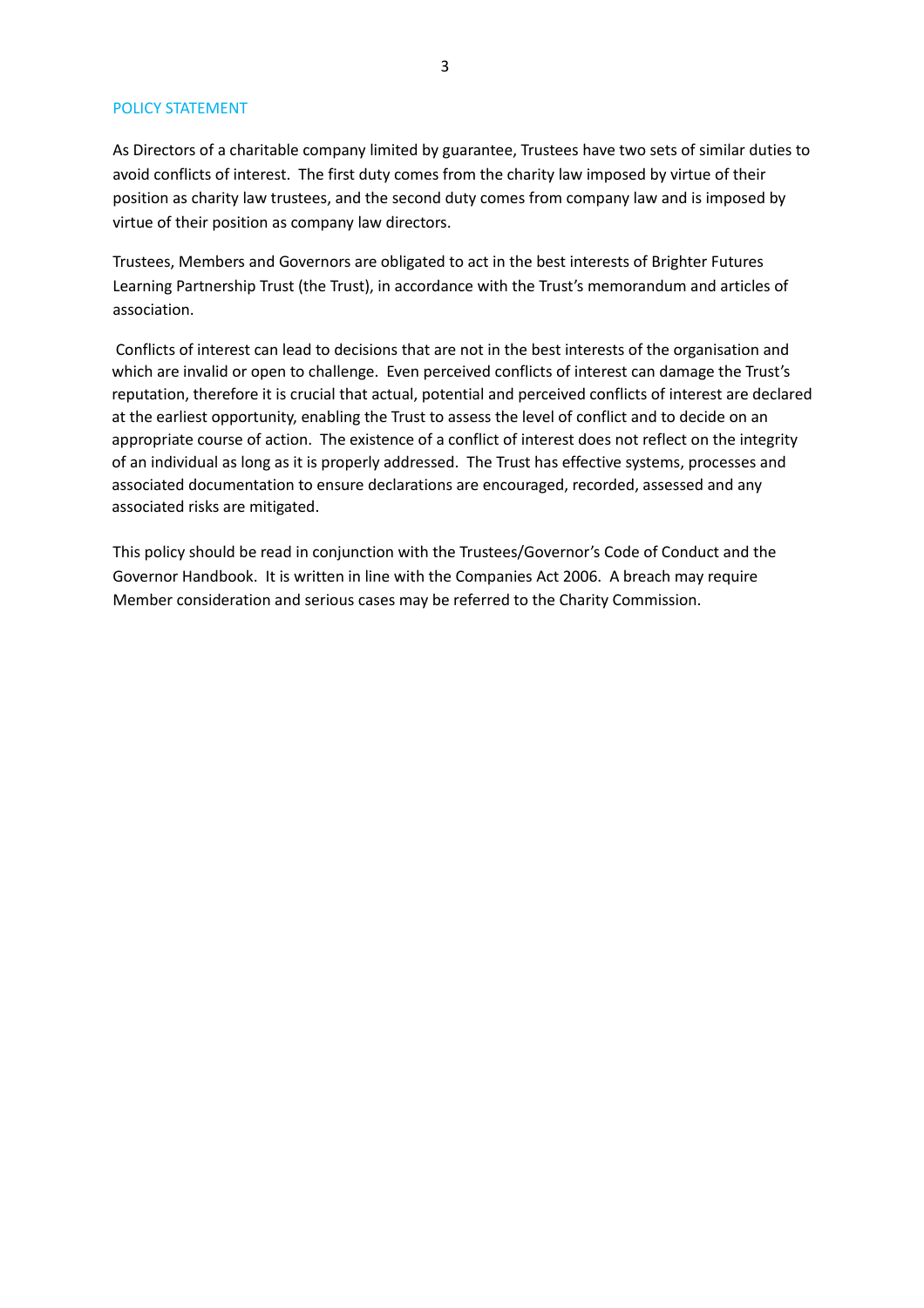## POLICY STATEMENT

As Directors of a charitable company limited by guarantee, Trustees have two sets of similar duties to avoid conflicts of interest. The first duty comes from the charity law imposed by virtue of their position as charity law trustees, and the second duty comes from company law and is imposed by virtue of their position as company law directors.

Trustees, Members and Governors are obligated to act in the best interests of Brighter Futures Learning Partnership Trust (the Trust), in accordance with the Trust's memorandum and articles of association.

Conflicts of interest can lead to decisions that are not in the best interests of the organisation and which are invalid or open to challenge. Even perceived conflicts of interest can damage the Trust's reputation, therefore it is crucial that actual, potential and perceived conflicts of interest are declared at the earliest opportunity, enabling the Trust to assess the level of conflict and to decide on an appropriate course of action. The existence of a conflict of interest does not reflect on the integrity of an individual as long as it is properly addressed. The Trust has effective systems, processes and associated documentation to ensure declarations are encouraged, recorded, assessed and any associated risks are mitigated.

This policy should be read in conjunction with the Trustees/Governor's Code of Conduct and the Governor Handbook. It is written in line with the Companies Act 2006. A breach may require Member consideration and serious cases may be referred to the Charity Commission.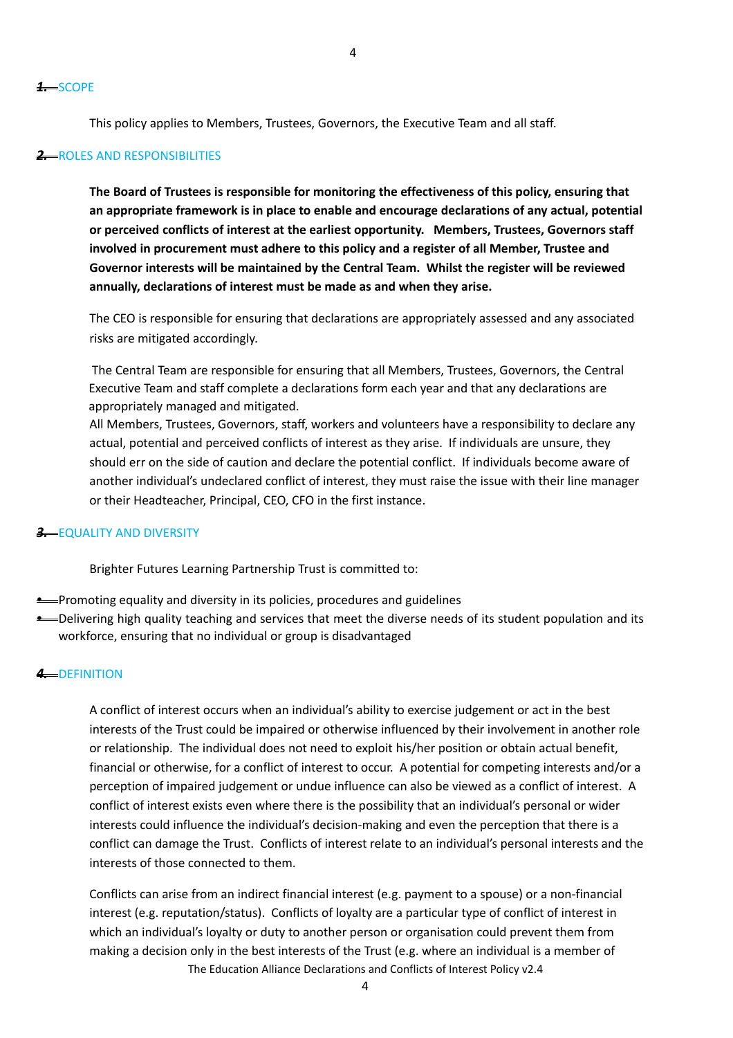## 1. SCOPE

This policy applies to Members, Trustees, Governors, the Executive Team and all staff.

## 2. ROLES AND RESPONSIBILITIES

**The Board of Trustees is responsible for monitoring the effectiveness of this policy, ensuring that an appropriate framework is in place to enable and encourage declarations of any actual, potential or perceived conflicts of interest at the earliest opportunity. Members, Trustees, Governors staff involved in procurement must adhere to this policy and a register of all Member, Trustee and Governor interests will be maintained by the Central Team. Whilst the register will be reviewed annually, declarations of interest must be made as and when they arise.**

The CEO is responsible for ensuring that declarations are appropriately assessed and any associated risks are mitigated accordingly.

The Central Team are responsible for ensuring that all Members, Trustees, Governors, the Central Executive Team and staff complete a declarations form each year and that any declarations are appropriately managed and mitigated.

All Members, Trustees, Governors, staff, workers and volunteers have a responsibility to declare any actual, potential and perceived conflicts of interest as they arise. If individuals are unsure, they should err on the side of caution and declare the potential conflict. If individuals become aware of another individual's undeclared conflict of interest, they must raise the issue with their line manager or their Headteacher, Principal, CEO, CFO in the first instance.

## 3. EQUALITY AND DIVERSITY

Brighter Futures Learning Partnership Trust is committed to:

- Promoting equality and diversity in its policies, procedures and guidelines
- Delivering high quality teaching and services that meet the diverse needs of its student population and its workforce, ensuring that no individual or group is disadvantaged

## 4. DEFINITION

A conflict of interest occurs when an individual's ability to exercise judgement or act in the best interests of the Trust could be impaired or otherwise influenced by their involvement in another role or relationship. The individual does not need to exploit his/her position or obtain actual benefit, financial or otherwise, for a conflict of interest to occur. A potential for competing interests and/or a perception of impaired judgement or undue influence can also be viewed as a conflict of interest. A conflict of interest exists even where there is the possibility that an individual's personal or wider interests could influence the individual's decision-making and even the perception that there is a conflict can damage the Trust. Conflicts of interest relate to an individual's personal interests and the interests of those connected to them.

Conflicts can arise from an indirect financial interest (e.g. payment to a spouse) or a non-financial interest (e.g. reputation/status). Conflicts of loyalty are a particular type of conflict of interest in which an individual's loyalty or duty to another person or organisation could prevent them from making a decision only in the best interests of the Trust (e.g. where an individual is a member of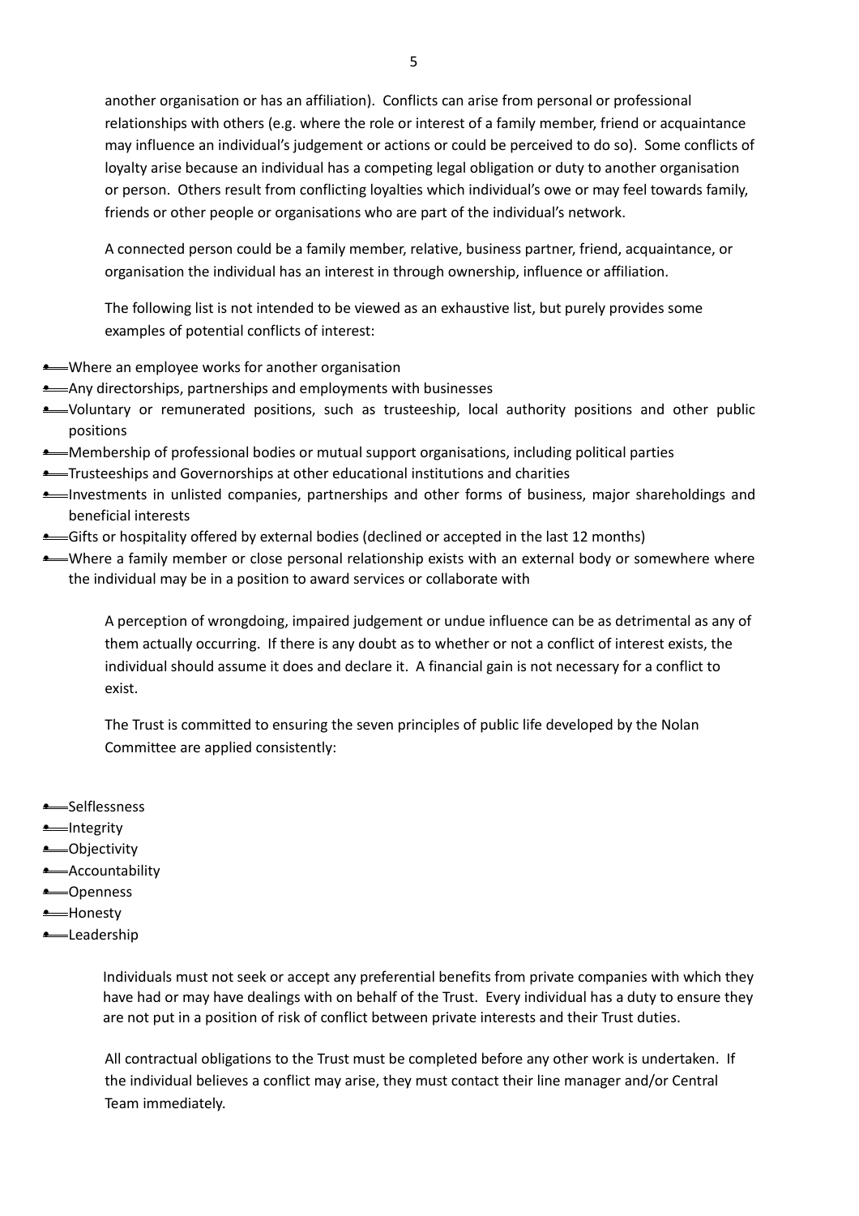another organisation or has an affiliation). Conflicts can arise from personal or professional relationships with others (e.g. where the role or interest of a family member, friend or acquaintance may influence an individual's judgement or actions or could be perceived to do so). Some conflicts of loyalty arise because an individual has a competing legal obligation or duty to another organisation or person. Others result from conflicting loyalties which individual's owe or may feel towards family, friends or other people or organisations who are part of the individual's network.

A connected person could be a family member, relative, business partner, friend, acquaintance, or organisation the individual has an interest in through ownership, influence or affiliation.

The following list is not intended to be viewed as an exhaustive list, but purely provides some examples of potential conflicts of interest:

- Where an employee works for another organisation
- Any directorships, partnerships and employments with businesses
- Voluntary or remunerated positions, such as trusteeship, local authority positions and other public positions
- Membership of professional bodies or mutual support organisations, including political parties
- Trusteeships and Governorships at other educational institutions and charities
- Investments in unlisted companies, partnerships and other forms of business, major shareholdings and beneficial interests
- Gifts or hospitality offered by external bodies (declined or accepted in the last 12 months)
- Where a family member or close personal relationship exists with an external body or somewhere where the individual may be in a position to award services or collaborate with

A perception of wrongdoing, impaired judgement or undue influence can be as detrimental as any of them actually occurring. If there is any doubt as to whether or not a conflict of interest exists, the individual should assume it does and declare it. A financial gain is not necessary for a conflict to exist.

The Trust is committed to ensuring the seven principles of public life developed by the Nolan Committee are applied consistently:

- Selflessness
- Integrity
- Objectivity
- Accountability
- Openness
- Honesty
- Leadership

Individuals must not seek or accept any preferential benefits from private companies with which they have had or may have dealings with on behalf of the Trust. Every individual has a duty to ensure they are not put in a position of risk of conflict between private interests and their Trust duties.

All contractual obligations to the Trust must be completed before any other work is undertaken. If the individual believes a conflict may arise, they must contact their line manager and/or Central Team immediately.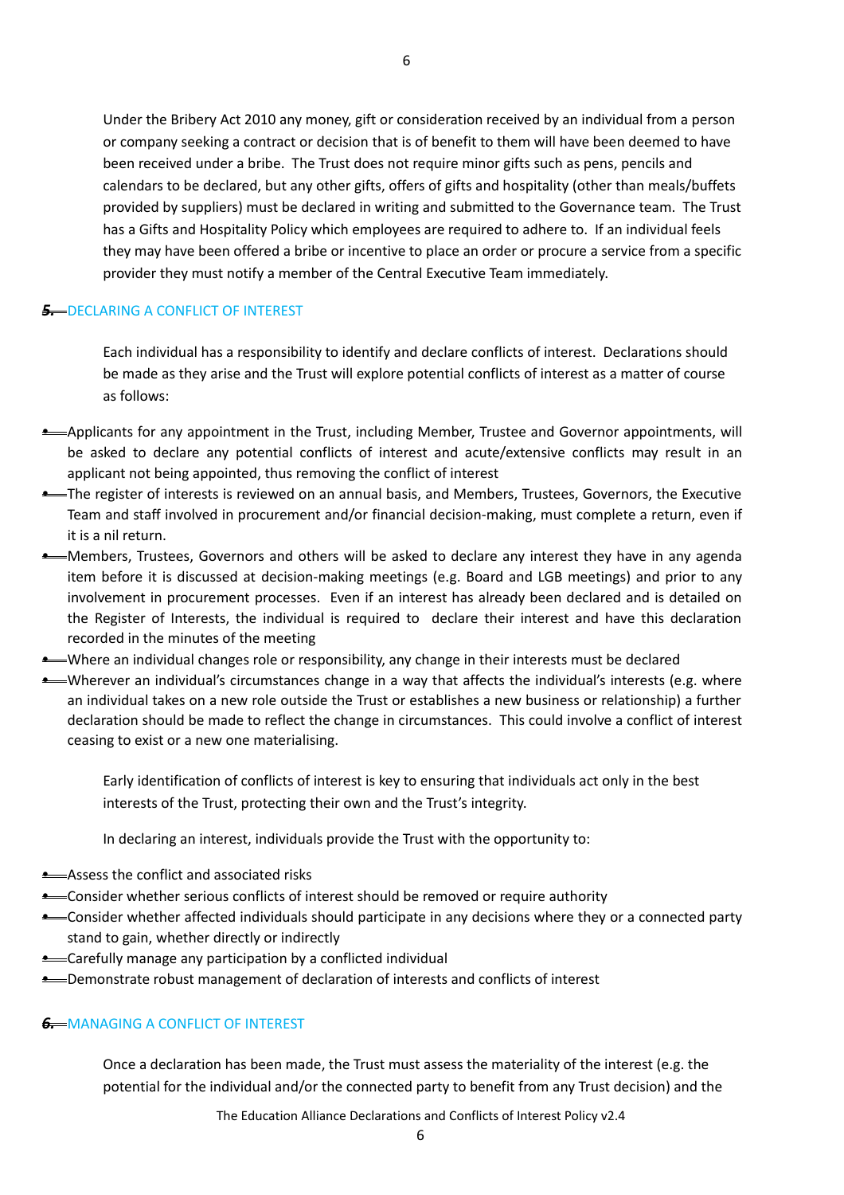Under the Bribery Act 2010 any money, gift or consideration received by an individual from a person or company seeking a contract or decision that is of benefit to them will have been deemed to have been received under a bribe. The Trust does not require minor gifts such as pens, pencils and calendars to be declared, but any other gifts, offers of gifts and hospitality (other than meals/buffets provided by suppliers) must be declared in writing and submitted to the Governance team. The Trust has a Gifts and Hospitality Policy which employees are required to adhere to. If an individual feels they may have been offered a bribe or incentive to place an order or procure a service from a specific provider they must notify a member of the Central Executive Team immediately.

## 5. DECLARING A CONFLICT OF INTEREST

Each individual has a responsibility to identify and declare conflicts of interest. Declarations should be made as they arise and the Trust will explore potential conflicts of interest as a matter of course as follows:

- Applicants for any appointment in the Trust, including Member, Trustee and Governor appointments, will be asked to declare any potential conflicts of interest and acute/extensive conflicts may result in an applicant not being appointed, thus removing the conflict of interest
- The register of interests is reviewed on an annual basis, and Members, Trustees, Governors, the Executive Team and staff involved in procurement and/or financial decision-making, must complete a return, even if it is a nil return.
- Members, Trustees, Governors and others will be asked to declare any interest they have in any agenda item before it is discussed at decision-making meetings (e.g. Board and LGB meetings) and prior to any involvement in procurement processes. Even if an interest has already been declared and is detailed on the Register of Interests, the individual is required to declare their interest and have this declaration recorded in the minutes of the meeting
- Where an individual changes role or responsibility, any change in their interests must be declared
- Wherever an individual's circumstances change in a way that affects the individual's interests (e.g. where an individual takes on a new role outside the Trust or establishes a new business or relationship) a further declaration should be made to reflect the change in circumstances. This could involve a conflict of interest ceasing to exist or a new one materialising.

Early identification of conflicts of interest is key to ensuring that individuals act only in the best interests of the Trust, protecting their own and the Trust's integrity.

In declaring an interest, individuals provide the Trust with the opportunity to:

- Assess the conflict and associated risks
- Consider whether serious conflicts of interest should be removed or require authority
- Consider whether affected individuals should participate in any decisions where they or a connected party stand to gain, whether directly or indirectly
- Carefully manage any participation by a conflicted individual
- Demonstrate robust management of declaration of interests and conflicts of interest

## 6. MANAGING A CONFLICT OF INTEREST

Once a declaration has been made, the Trust must assess the materiality of the interest (e.g. the potential for the individual and/or the connected party to benefit from any Trust decision) and the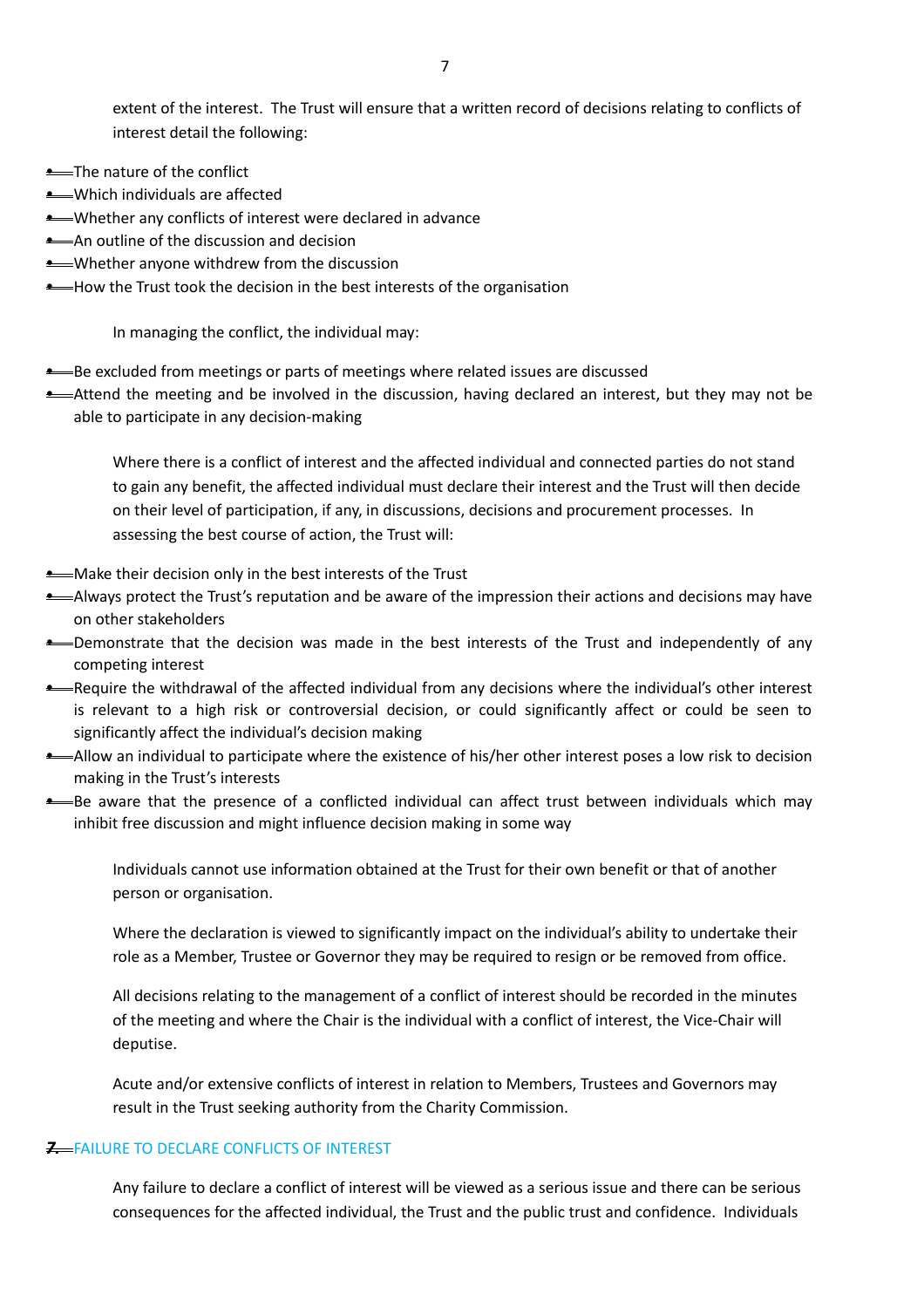extent of the interest. The Trust will ensure that a written record of decisions relating to conflicts of interest detail the following:

- The nature of the conflict
- Which individuals are affected
- Whether any conflicts of interest were declared in advance
- An outline of the discussion and decision
- Whether anyone withdrew from the discussion
- How the Trust took the decision in the best interests of the organisation

In managing the conflict, the individual may:

- Be excluded from meetings or parts of meetings where related issues are discussed
- Attend the meeting and be involved in the discussion, having declared an interest, but they may not be able to participate in any decision-making

Where there is a conflict of interest and the affected individual and connected parties do not stand to gain any benefit, the affected individual must declare their interest and the Trust will then decide on their level of participation, if any, in discussions, decisions and procurement processes. In assessing the best course of action, the Trust will:

- Make their decision only in the best interests of the Trust
- Always protect the Trust's reputation and be aware of the impression their actions and decisions may have on other stakeholders
- Demonstrate that the decision was made in the best interests of the Trust and independently of any competing interest
- Require the withdrawal of the affected individual from any decisions where the individual's other interest is relevant to a high risk or controversial decision, or could significantly affect or could be seen to significantly affect the individual's decision making
- Allow an individual to participate where the existence of his/her other interest poses a low risk to decision making in the Trust's interests
- Be aware that the presence of a conflicted individual can affect trust between individuals which may inhibit free discussion and might influence decision making in some way

Individuals cannot use information obtained at the Trust for their own benefit or that of another person or organisation.

Where the declaration is viewed to significantly impact on the individual's ability to undertake their role as a Member, Trustee or Governor they may be required to resign or be removed from office.

All decisions relating to the management of a conflict of interest should be recorded in the minutes of the meeting and where the Chair is the individual with a conflict of interest, the Vice-Chair will deputise.

Acute and/or extensive conflicts of interest in relation to Members, Trustees and Governors may result in the Trust seeking authority from the Charity Commission.

## 7. FAILURE TO DECLARE CONFLICTS OF INTEREST

Any failure to declare a conflict of interest will be viewed as a serious issue and there can be serious consequences for the affected individual, the Trust and the public trust and confidence. Individuals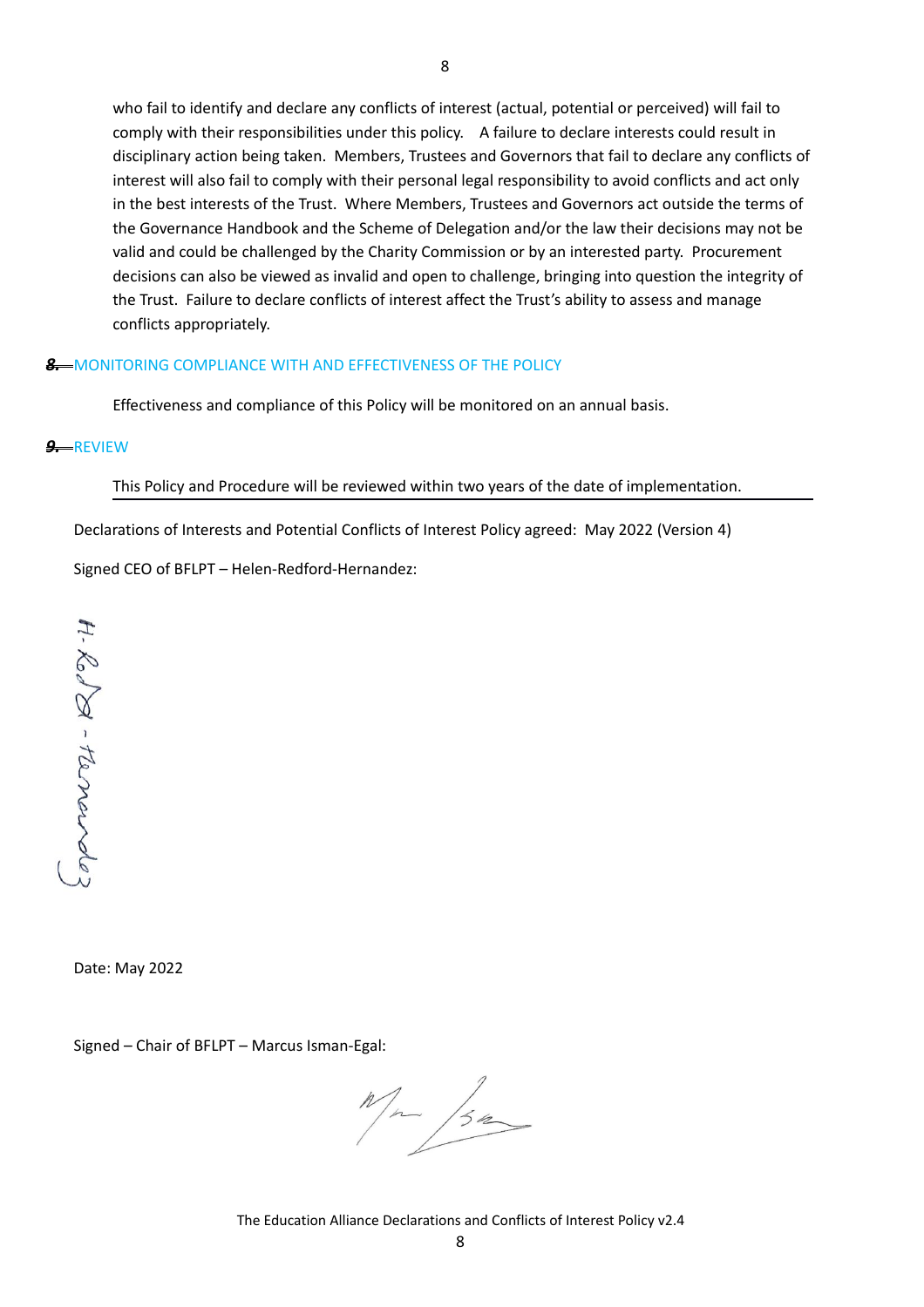who fail to identify and declare any conflicts of interest (actual, potential or perceived) will fail to comply with their responsibilities under this policy. A failure to declare interests could result in disciplinary action being taken. Members, Trustees and Governors that fail to declare any conflicts of interest will also fail to comply with their personal legal responsibility to avoid conflicts and act only in the best interests of the Trust. Where Members, Trustees and Governors act outside the terms of the Governance Handbook and the Scheme of Delegation and/or the law their decisions may not be valid and could be challenged by the Charity Commission or by an interested party. Procurement decisions can also be viewed as invalid and open to challenge, bringing into question the integrity of the Trust. Failure to declare conflicts of interest affect the Trust's ability to assess and manage conflicts appropriately.

## 8. MONITORING COMPLIANCE WITH AND EFFECTIVENESS OF THE POLICY

Effectiveness and compliance of this Policy will be monitored on an annual basis.

## 9. REVIEW

This Policy and Procedure will be reviewed within two years of the date of implementation.

Declarations of Interests and Potential Conflicts of Interest Policy agreed: May 2022 (Version 4)

Signed CEO of BFLPT – Helen-Redford-Hernandez:

Date: May 2022

Signed – Chair of BFLPT – Marcus Isman-Egal:

The Education Alliance Declarations and Conflicts of Interest Policy v2.4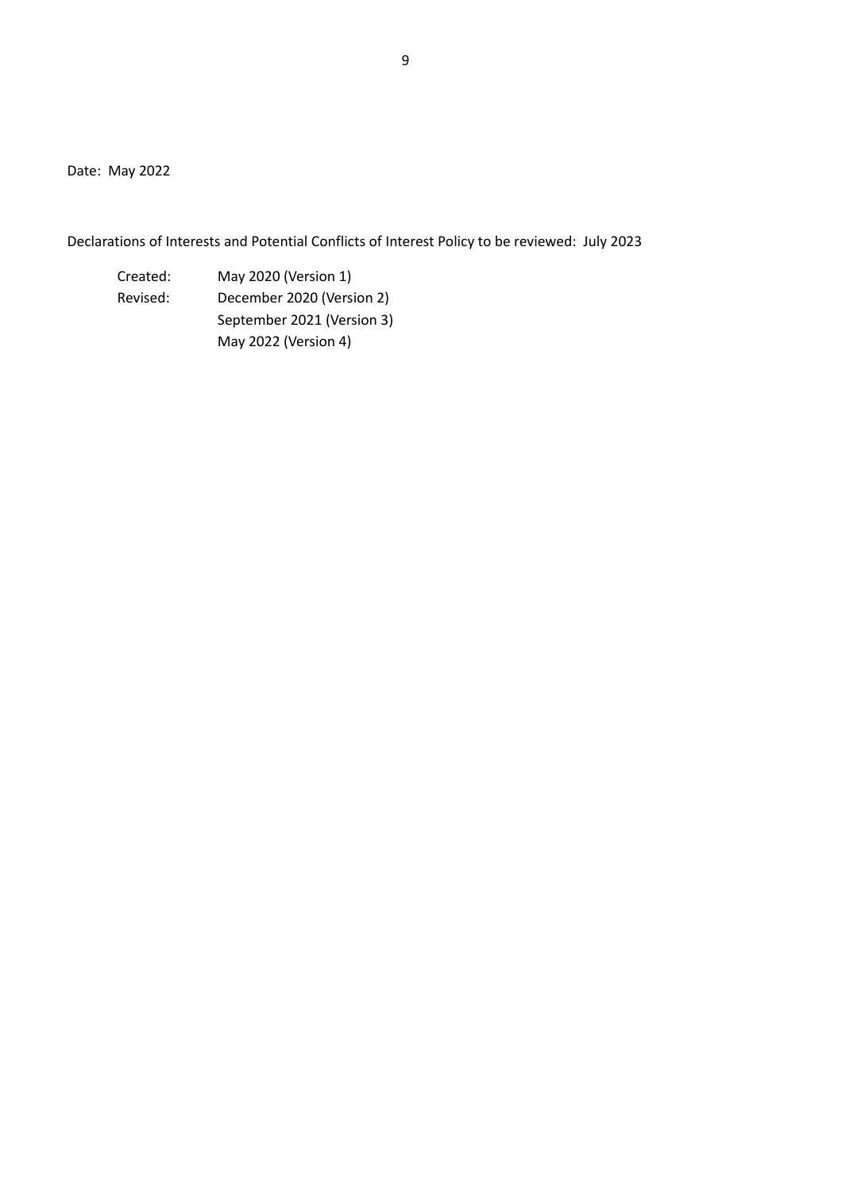Date: May 2022

Declarations of Interests and Potential Conflicts of Interest Policy to be reviewed: July 2023

| | |
|---|---|
| Created: | May 2020 (Version 1) |
| Revised: | December 2020 (Version 2) |
| | September 2021 (Version 3) |
| | May 2022 (Version 4) |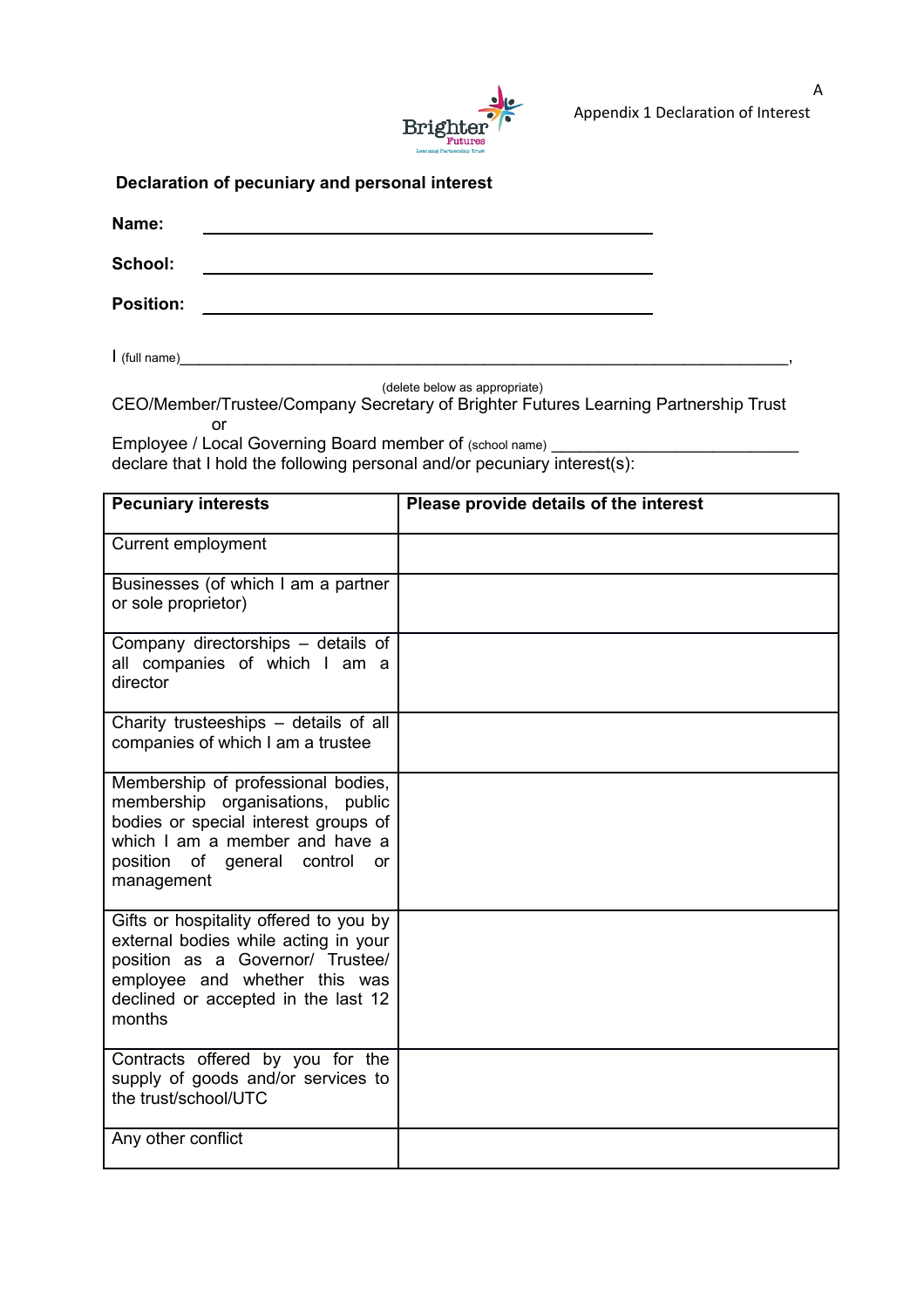A

Appendix 1 Declaration of Interest

**Declaration of pecuniary and personal interest**

**Name:** ______________________________

**School:** ______________________________

**Position:** ______________________________

I (full name)______________________________________________,

(delete below as appropriate)

CEO/Member/Trustee/Company Secretary of Brighter Futures Learning Partnership Trust

or

Employee / Local Governing Board member of (school name) ___________________________

declare that I hold the following personal and/or pecuniary interest(s):

| **Pecuniary interests** | **Please provide details of the interest** |
|---|---|
| Current employment | |
| Businesses (of which I am a partner or sole proprietor) | |
| Company directorships – details of all companies of which I am a director | |
| Charity trusteeships – details of all companies of which I am a trustee | |
| Membership of professional bodies, membership organisations, public bodies or special interest groups of which I am a member and have a position of general control or management | |
| Gifts or hospitality offered to you by external bodies while acting in your position as a Governor/ Trustee/ employee and whether this was declined or accepted in the last 12 months | |
| Contracts offered by you for the supply of goods and/or services to the trust/school/UTC | |
| Any other conflict | |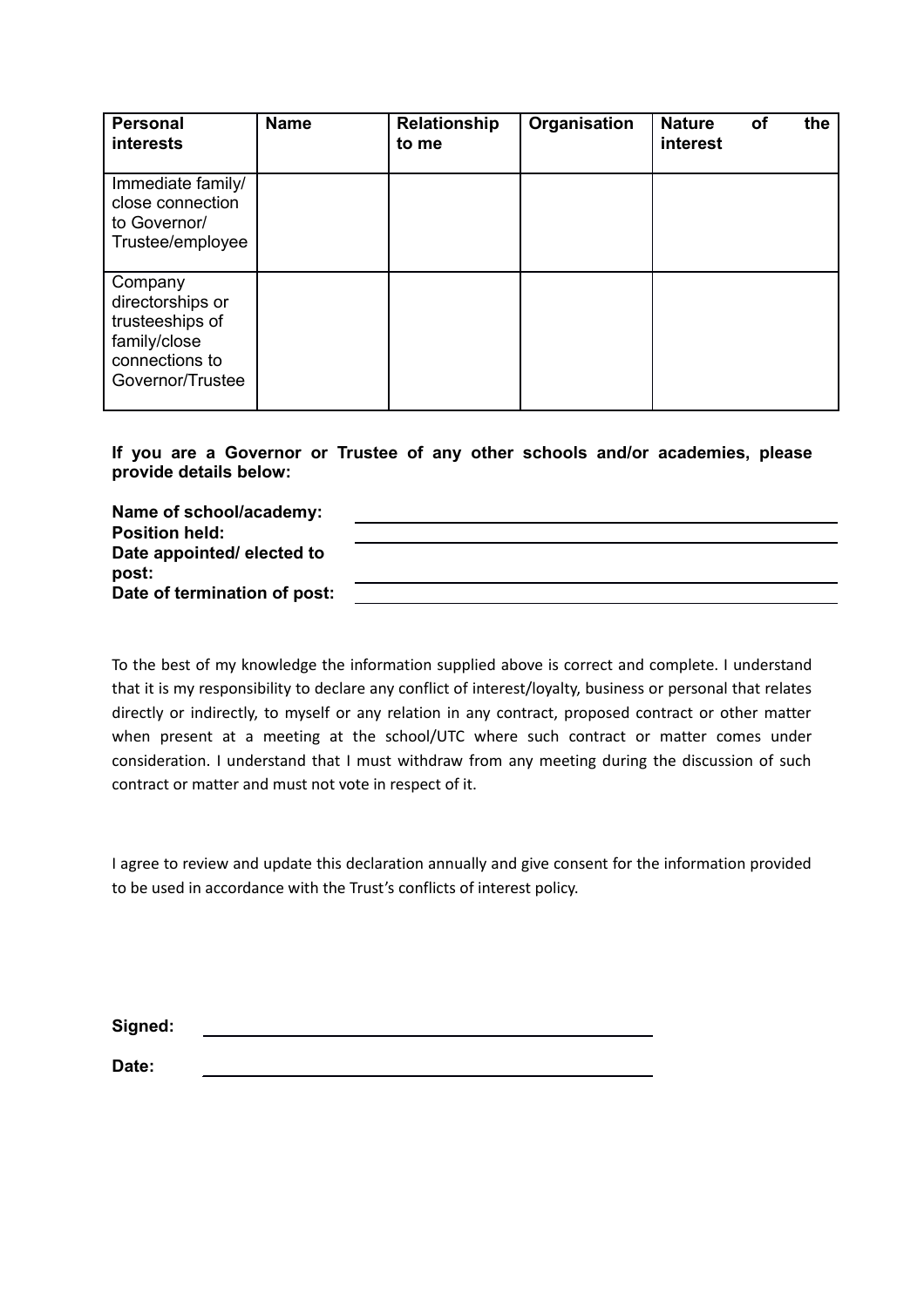| Personal interests | Name | Relationship to me | Organisation | Nature of the interest |
| --- | --- | --- | --- | --- |
| Immediate family/ close connection to Governor/ Trustee/employee | | | | |
| Company directorships or trusteeships of family/close connections to Governor/Trustee | | | | |

**If you are a Governor or Trustee of any other schools and/or academies, please provide details below:**

**Name of school/academy:** ______________________________

**Position held:** ______________________________

**Date appointed/ elected to post:** ______________________________

**Date of termination of post:** ______________________________

To the best of my knowledge the information supplied above is correct and complete. I understand that it is my responsibility to declare any conflict of interest/loyalty, business or personal that relates directly or indirectly, to myself or any relation in any contract, proposed contract or other matter when present at a meeting at the school/UTC where such contract or matter comes under consideration. I understand that I must withdraw from any meeting during the discussion of such contract or matter and must not vote in respect of it.

I agree to review and update this declaration annually and give consent for the information provided to be used in accordance with the Trust's conflicts of interest policy.

**Signed:** ______________________________

**Date:** ______________________________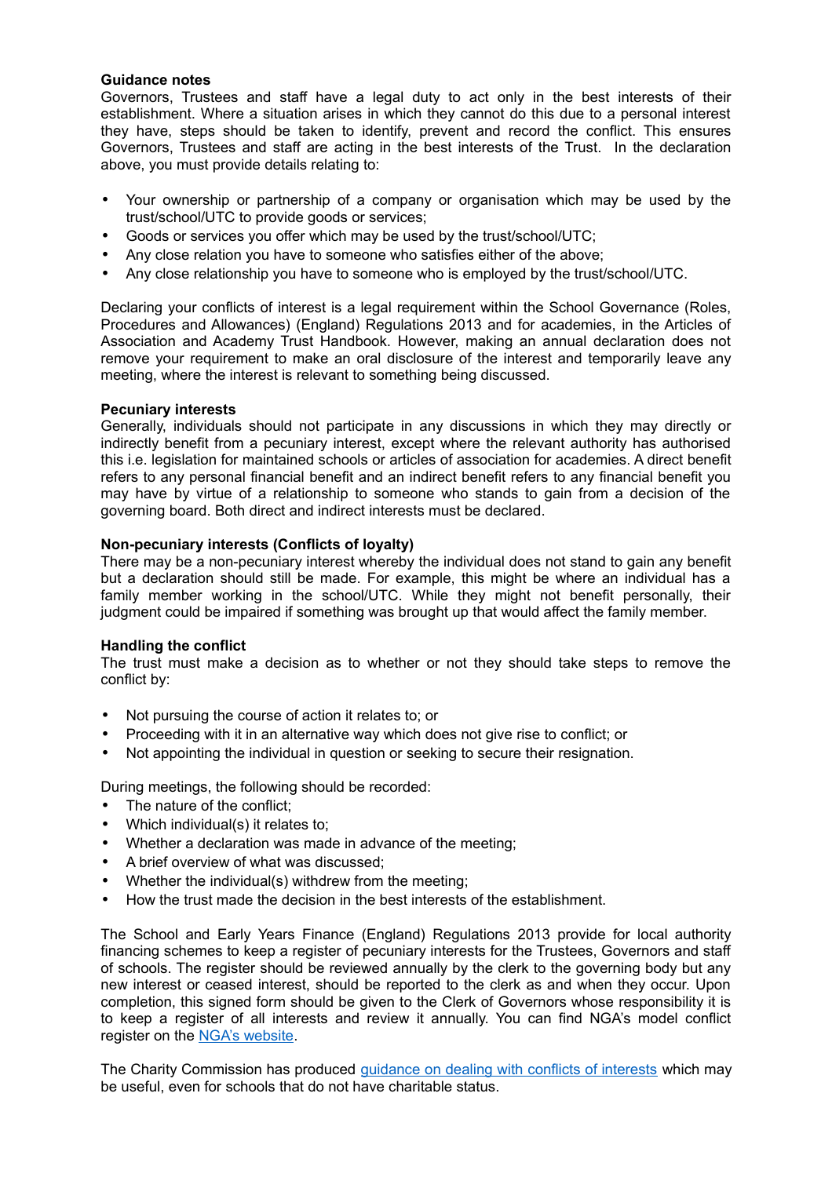**Guidance notes**

Governors, Trustees and staff have a legal duty to act only in the best interests of their establishment. Where a situation arises in which they cannot do this due to a personal interest they have, steps should be taken to identify, prevent and record the conflict. This ensures Governors, Trustees and staff are acting in the best interests of the Trust. In the declaration above, you must provide details relating to:

- Your ownership or partnership of a company or organisation which may be used by the trust/school/UTC to provide goods or services;
- Goods or services you offer which may be used by the trust/school/UTC;
- Any close relation you have to someone who satisfies either of the above;
- Any close relationship you have to someone who is employed by the trust/school/UTC.

Declaring your conflicts of interest is a legal requirement within the School Governance (Roles, Procedures and Allowances) (England) Regulations 2013 and for academies, in the Articles of Association and Academy Trust Handbook. However, making an annual declaration does not remove your requirement to make an oral disclosure of the interest and temporarily leave any meeting, where the interest is relevant to something being discussed.

**Pecuniary interests**

Generally, individuals should not participate in any discussions in which they may directly or indirectly benefit from a pecuniary interest, except where the relevant authority has authorised this i.e. legislation for maintained schools or articles of association for academies. A direct benefit refers to any personal financial benefit and an indirect benefit refers to any financial benefit you may have by virtue of a relationship to someone who stands to gain from a decision of the governing board. Both direct and indirect interests must be declared.

**Non-pecuniary interests (Conflicts of loyalty)**

There may be a non-pecuniary interest whereby the individual does not stand to gain any benefit but a declaration should still be made. For example, this might be where an individual has a family member working in the school/UTC. While they might not benefit personally, their judgment could be impaired if something was brought up that would affect the family member.

**Handling the conflict**

The trust must make a decision as to whether or not they should take steps to remove the conflict by:

- Not pursuing the course of action it relates to; or
- Proceeding with it in an alternative way which does not give rise to conflict; or
- Not appointing the individual in question or seeking to secure their resignation.

During meetings, the following should be recorded:

- The nature of the conflict;
- Which individual(s) it relates to;
- Whether a declaration was made in advance of the meeting;
- A brief overview of what was discussed;
- Whether the individual(s) withdrew from the meeting;
- How the trust made the decision in the best interests of the establishment.

The School and Early Years Finance (England) Regulations 2013 provide for local authority financing schemes to keep a register of pecuniary interests for the Trustees, Governors and staff of schools. The register should be reviewed annually by the clerk to the governing body but any new interest or ceased interest, should be reported to the clerk as and when they occur. Upon completion, this signed form should be given to the Clerk of Governors whose responsibility it is to keep a register of all interests and review it annually. You can find NGA's model conflict register on the NGA's website.

The Charity Commission has produced guidance on dealing with conflicts of interests which may be useful, even for schools that do not have charitable status.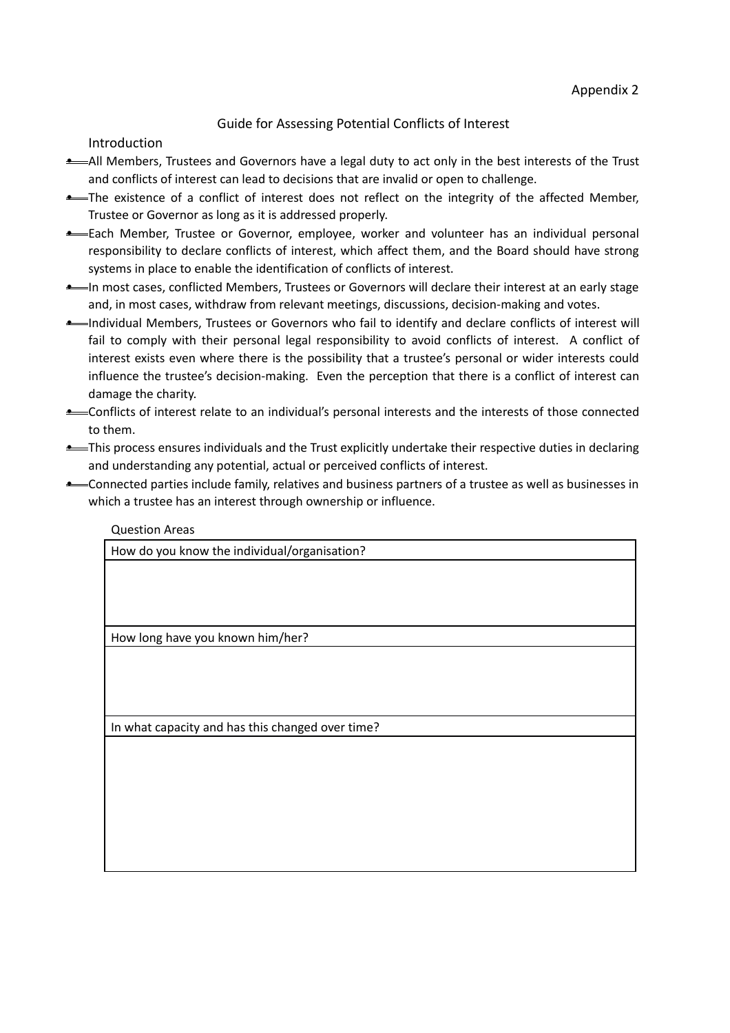Appendix 2

## Guide for Assessing Potential Conflicts of Interest

### Introduction

- All Members, Trustees and Governors have a legal duty to act only in the best interests of the Trust and conflicts of interest can lead to decisions that are invalid or open to challenge.
- The existence of a conflict of interest does not reflect on the integrity of the affected Member, Trustee or Governor as long as it is addressed properly.
- Each Member, Trustee or Governor, employee, worker and volunteer has an individual personal responsibility to declare conflicts of interest, which affect them, and the Board should have strong systems in place to enable the identification of conflicts of interest.
- In most cases, conflicted Members, Trustees or Governors will declare their interest at an early stage and, in most cases, withdraw from relevant meetings, discussions, decision-making and votes.
- Individual Members, Trustees or Governors who fail to identify and declare conflicts of interest will fail to comply with their personal legal responsibility to avoid conflicts of interest. A conflict of interest exists even where there is the possibility that a trustee's personal or wider interests could influence the trustee's decision-making. Even the perception that there is a conflict of interest can damage the charity.
- Conflicts of interest relate to an individual's personal interests and the interests of those connected to them.
- This process ensures individuals and the Trust explicitly undertake their respective duties in declaring and understanding any potential, actual or perceived conflicts of interest.
- Connected parties include family, relatives and business partners of a trustee as well as businesses in which a trustee has an interest through ownership or influence.

Question Areas

| How do you know the individual/organisation? |
| --- |
| |
| How long have you known him/her? |
| |
| In what capacity and has this changed over time? |
| |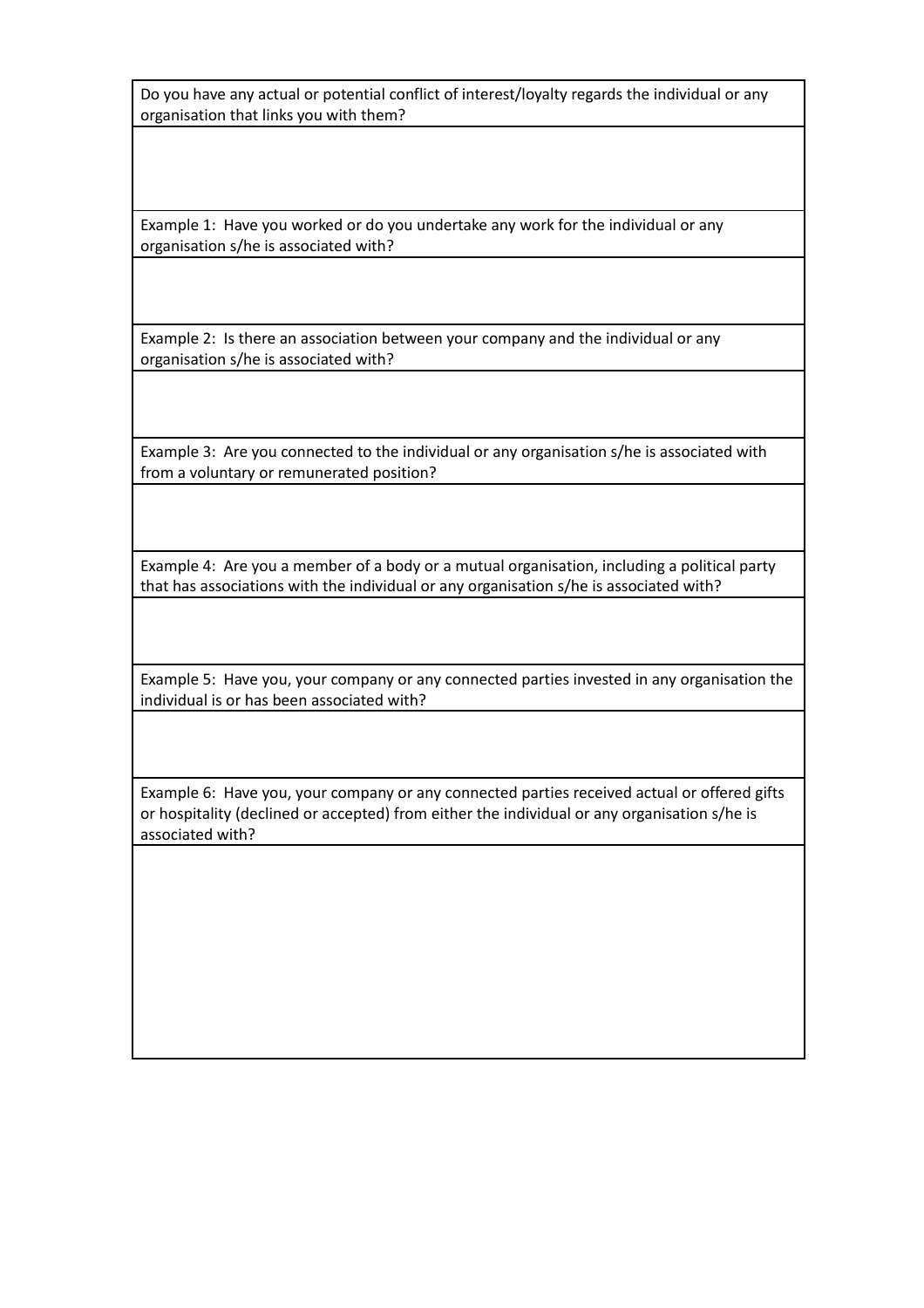| Do you have any actual or potential conflict of interest/loyalty regards the individual or any organisation that links you with them? |
| --- |
| |
| Example 1: Have you worked or do you undertake any work for the individual or any organisation s/he is associated with? |
| |
| Example 2: Is there an association between your company and the individual or any organisation s/he is associated with? |
| |
| Example 3: Are you connected to the individual or any organisation s/he is associated with from a voluntary or remunerated position? |
| |
| Example 4: Are you a member of a body or a mutual organisation, including a political party that has associations with the individual or any organisation s/he is associated with? |
| |
| Example 5: Have you, your company or any connected parties invested in any organisation the individual is or has been associated with? |
| |
| Example 6: Have you, your company or any connected parties received actual or offered gifts or hospitality (declined or accepted) from either the individual or any organisation s/he is associated with? |
| |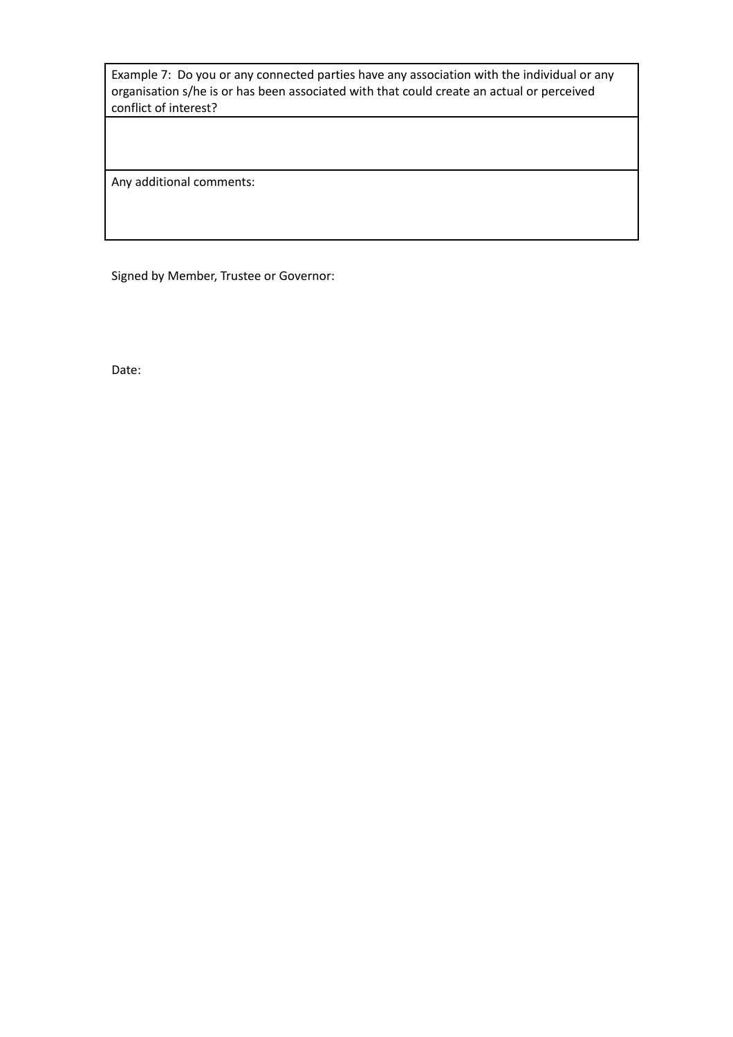| Example 7: Do you or any connected parties have any association with the individual or any organisation s/he is or has been associated with that could create an actual or perceived conflict of interest? |
| --- |
| |
| Any additional comments: |

Signed by Member, Trustee or Governor:

Date: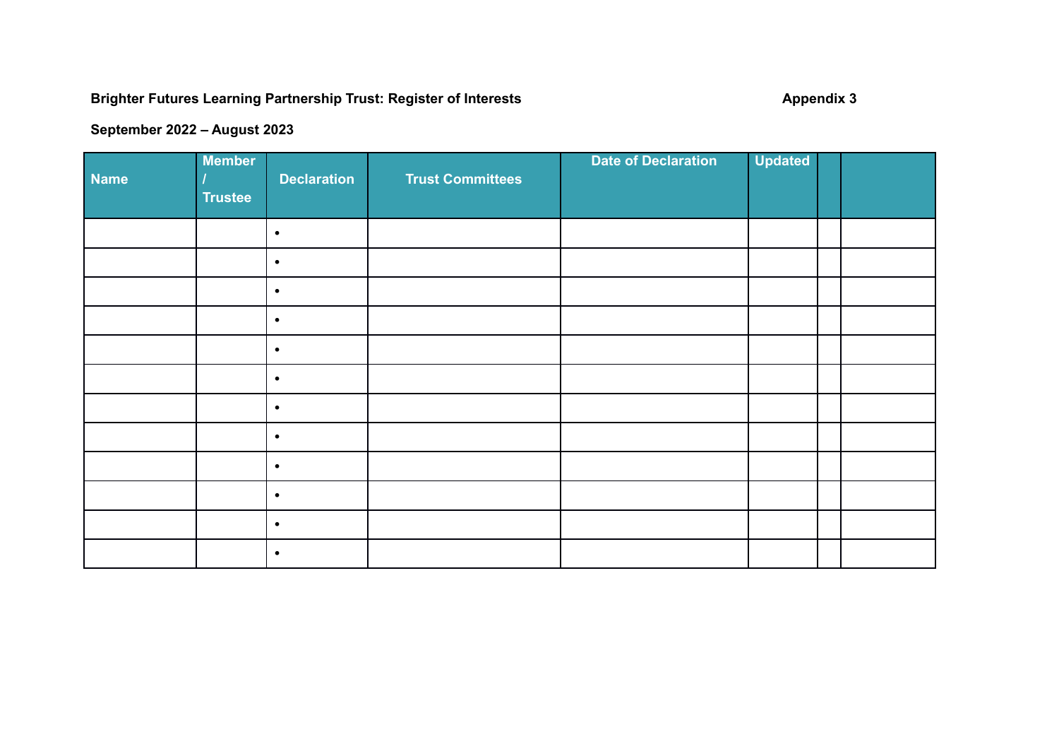**Brighter Futures Learning Partnership Trust: Register of Interests** **Appendix 3**

**September 2022 – August 2023**

| Name | Member / Trustee | Declaration | Trust Committees | Date of Declaration | Updated | | |
|---|---|---|---|---|---|---|---|
| | | • | | | | | |
| | | • | | | | | |
| | | • | | | | | |
| | | • | | | | | |
| | | • | | | | | |
| | | • | | | | | |
| | | • | | | | | |
| | | • | | | | | |
| | | • | | | | | |
| | | • | | | | | |
| | | • | | | | | |
| | | • | | | | | |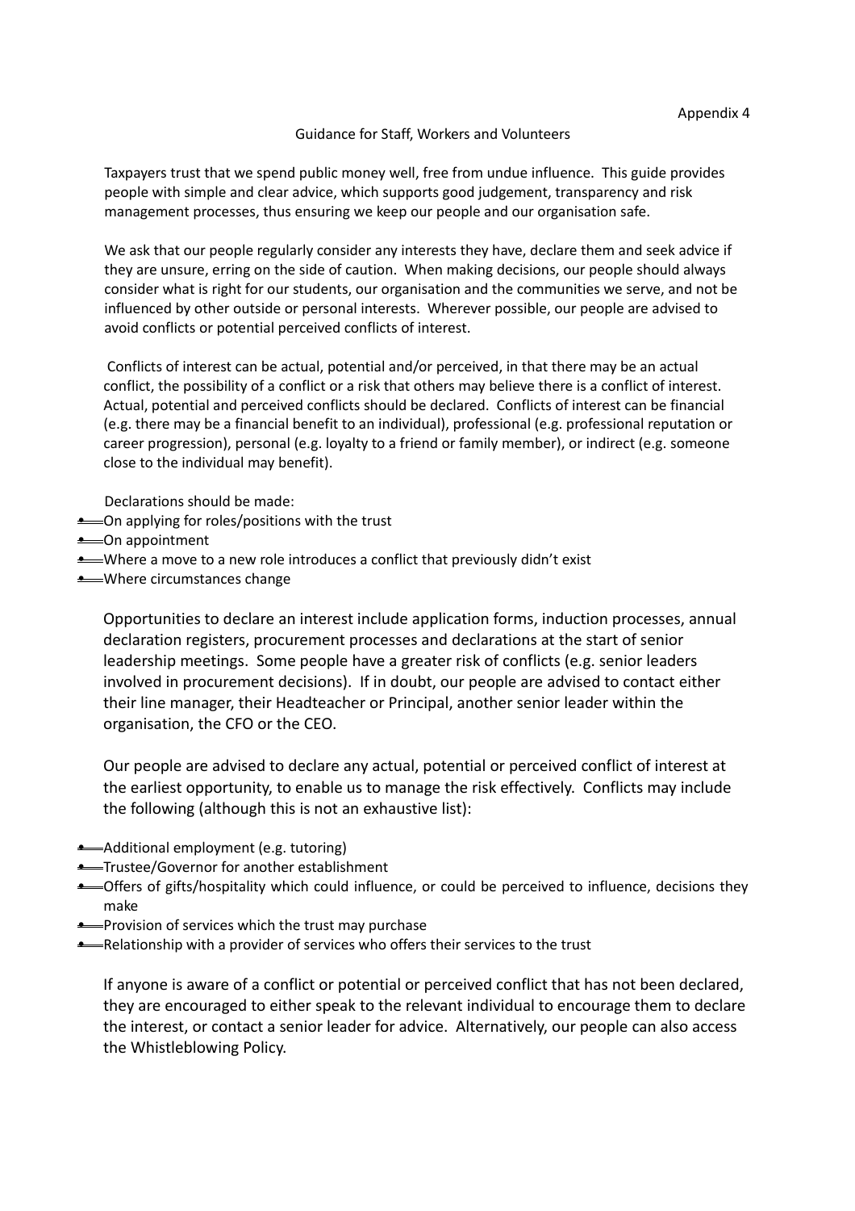Appendix 4

## Guidance for Staff, Workers and Volunteers

Taxpayers trust that we spend public money well, free from undue influence. This guide provides people with simple and clear advice, which supports good judgement, transparency and risk management processes, thus ensuring we keep our people and our organisation safe.

We ask that our people regularly consider any interests they have, declare them and seek advice if they are unsure, erring on the side of caution. When making decisions, our people should always consider what is right for our students, our organisation and the communities we serve, and not be influenced by other outside or personal interests. Wherever possible, our people are advised to avoid conflicts or potential perceived conflicts of interest.

Conflicts of interest can be actual, potential and/or perceived, in that there may be an actual conflict, the possibility of a conflict or a risk that others may believe there is a conflict of interest. Actual, potential and perceived conflicts should be declared. Conflicts of interest can be financial (e.g. there may be a financial benefit to an individual), professional (e.g. professional reputation or career progression), personal (e.g. loyalty to a friend or family member), or indirect (e.g. someone close to the individual may benefit).

Declarations should be made:

- On applying for roles/positions with the trust
- On appointment
- Where a move to a new role introduces a conflict that previously didn't exist
- Where circumstances change

Opportunities to declare an interest include application forms, induction processes, annual declaration registers, procurement processes and declarations at the start of senior leadership meetings. Some people have a greater risk of conflicts (e.g. senior leaders involved in procurement decisions). If in doubt, our people are advised to contact either their line manager, their Headteacher or Principal, another senior leader within the organisation, the CFO or the CEO.

Our people are advised to declare any actual, potential or perceived conflict of interest at the earliest opportunity, to enable us to manage the risk effectively. Conflicts may include the following (although this is not an exhaustive list):

- Additional employment (e.g. tutoring)
- Trustee/Governor for another establishment
- Offers of gifts/hospitality which could influence, or could be perceived to influence, decisions they make
- Provision of services which the trust may purchase
- Relationship with a provider of services who offers their services to the trust

If anyone is aware of a conflict or potential or perceived conflict that has not been declared, they are encouraged to either speak to the relevant individual to encourage them to declare the interest, or contact a senior leader for advice. Alternatively, our people can also access the Whistleblowing Policy.